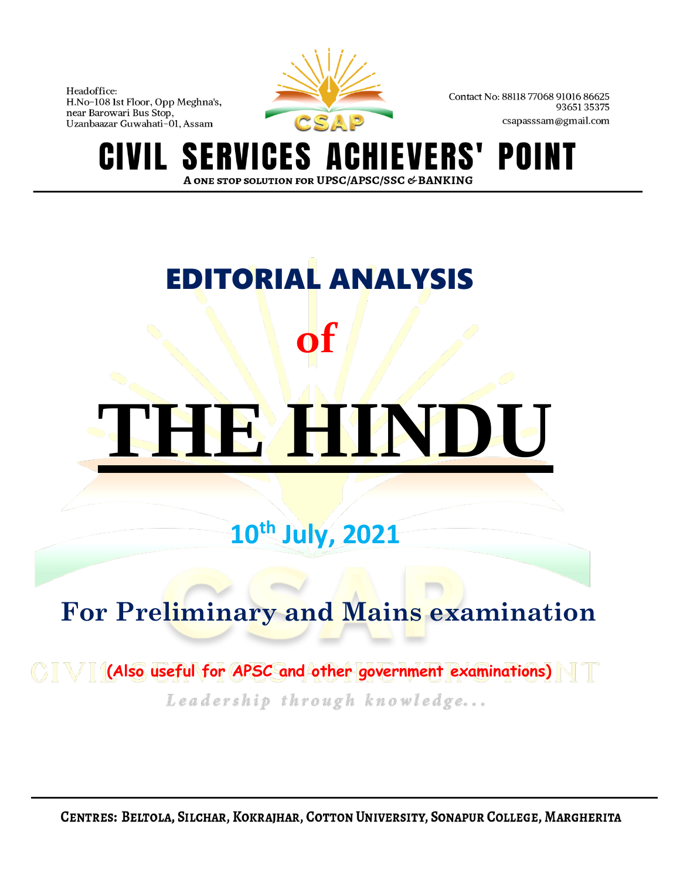Headoffice:
H.No-108 Ist Floor, Opp Meghna's,
near Barowari Bus Stop,
Uzanbaazar Guwahati-01, Assam

Contact No: 88118 77068 91016 86625
93651 35375
csapasssam@gmail.com

CSAP

# CIVIL SERVICES ACHIEVERS' POINT

A ONE STOP SOLUTION FOR UPSC/APSC/SSC & BANKING

# EDITORIAL ANALYSIS

## of

# THE HINDU

## 10th July, 2021

## For Preliminary and Mains examination

**(Also useful for APSC and other government examinations)**

*Leadership through knowledge...*

CENTRES: BELTOLA, SILCHAR, KOKRAJHAR, COTTON UNIVERSITY, SONAPUR COLLEGE, MARGHERITA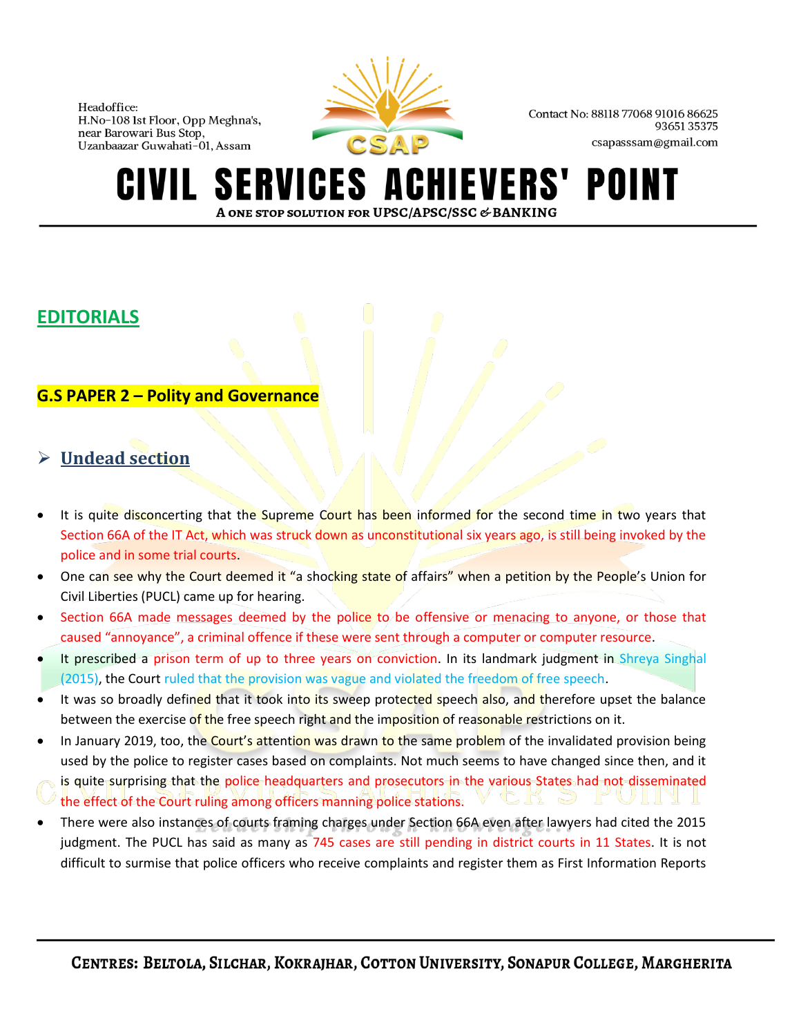## EDITORIALS

### G.S PAPER 2 – Polity and Governance

### ➢ Undead section

- It is quite disconcerting that the Supreme Court has been informed for the second time in two years that Section 66A of the IT Act, which was struck down as unconstitutional six years ago, is still being invoked by the police and in some trial courts.
- One can see why the Court deemed it "a shocking state of affairs" when a petition by the People's Union for Civil Liberties (PUCL) came up for hearing.
- Section 66A made messages deemed by the police to be offensive or menacing to anyone, or those that caused "annoyance", a criminal offence if these were sent through a computer or computer resource.
- It prescribed a prison term of up to three years on conviction. In its landmark judgment in Shreya Singhal (2015), the Court ruled that the provision was vague and violated the freedom of free speech.
- It was so broadly defined that it took into its sweep protected speech also, and therefore upset the balance between the exercise of the free speech right and the imposition of reasonable restrictions on it.
- In January 2019, too, the Court's attention was drawn to the same problem of the invalidated provision being used by the police to register cases based on complaints. Not much seems to have changed since then, and it is quite surprising that the police headquarters and prosecutors in the various States had not disseminated the effect of the Court ruling among officers manning police stations.
- There were also instances of courts framing charges under Section 66A even after lawyers had cited the 2015 judgment. The PUCL has said as many as 745 cases are still pending in district courts in 11 States. It is not difficult to surmise that police officers who receive complaints and register them as First Information Reports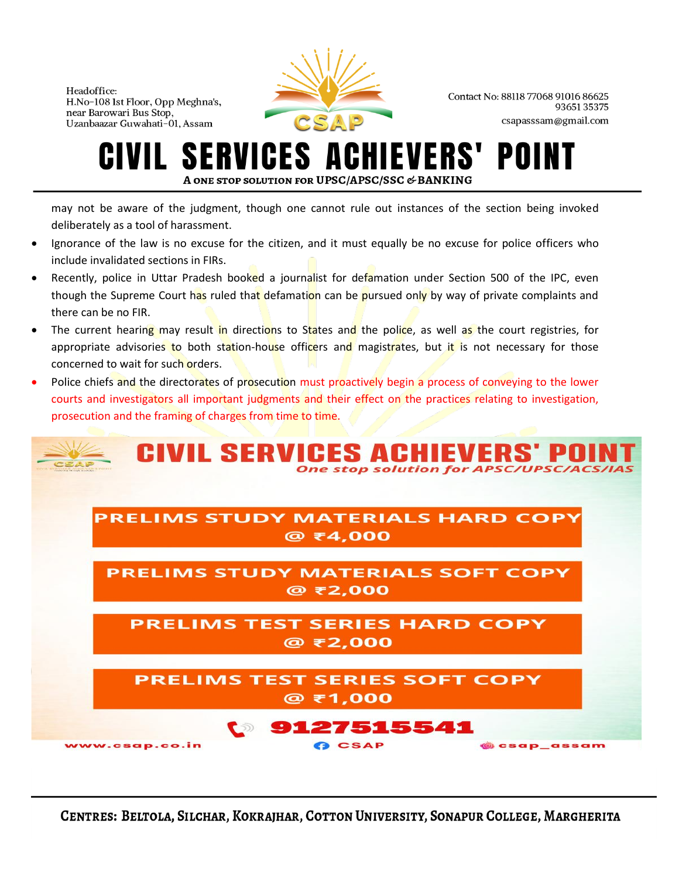may not be aware of the judgment, though one cannot rule out instances of the section being invoked deliberately as a tool of harassment.

- Ignorance of the law is no excuse for the citizen, and it must equally be no excuse for police officers who include invalidated sections in FIRs.
- Recently, police in Uttar Pradesh booked a journalist for defamation under Section 500 of the IPC, even though the Supreme Court has ruled that defamation can be pursued only by way of private complaints and there can be no FIR.
- The current hearing may result in directions to States and the police, as well as the court registries, for appropriate advisories to both station-house officers and magistrates, but it is not necessary for those concerned to wait for such orders.
- Police chiefs and the directorates of prosecution must proactively begin a process of conveying to the lower courts and investigators all important judgments and their effect on the practices relating to investigation, prosecution and the framing of charges from time to time.

**CIVIL SERVICES ACHIEVERS' POINT**

*One stop solution for APSC/UPSC/ACS/IAS*

**PRELIMS STUDY MATERIALS HARD COPY @ ₹4,000**

**PRELIMS STUDY MATERIALS SOFT COPY @ ₹2,000**

**PRELIMS TEST SERIES HARD COPY @ ₹2,000**

**PRELIMS TEST SERIES SOFT COPY @ ₹1,000**

**9127515541**

www.csap.co.in | CSAP | csap_assam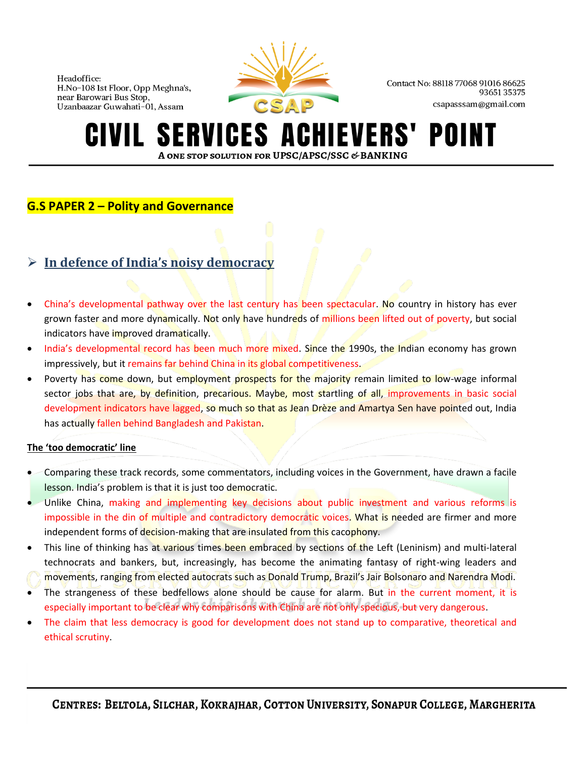**G.S PAPER 2 – Polity and Governance**

## ➢ In defence of India's noisy democracy

- China's developmental pathway over the last century has been spectacular. No country in history has ever grown faster and more dynamically. Not only have hundreds of millions been lifted out of poverty, but social indicators have improved dramatically.
- India's developmental record has been much more mixed. Since the 1990s, the Indian economy has grown impressively, but it remains far behind China in its global competitiveness.
- Poverty has come down, but employment prospects for the majority remain limited to low-wage informal sector jobs that are, by definition, precarious. Maybe, most startling of all, improvements in basic social development indicators have lagged, so much so that as Jean Drèze and Amartya Sen have pointed out, India has actually fallen behind Bangladesh and Pakistan.

**The 'too democratic' line**

- Comparing these track records, some commentators, including voices in the Government, have drawn a facile lesson. India's problem is that it is just too democratic.
- Unlike China, making and implementing key decisions about public investment and various reforms is impossible in the din of multiple and contradictory democratic voices. What is needed are firmer and more independent forms of decision-making that are insulated from this cacophony.
- This line of thinking has at various times been embraced by sections of the Left (Leninism) and multi-lateral technocrats and bankers, but, increasingly, has become the animating fantasy of right-wing leaders and movements, ranging from elected autocrats such as Donald Trump, Brazil's Jair Bolsonaro and Narendra Modi.
- The strangeness of these bedfellows alone should be cause for alarm. But in the current moment, it is especially important to be clear why comparisons with China are not only specious, but very dangerous.
- The claim that less democracy is good for development does not stand up to comparative, theoretical and ethical scrutiny.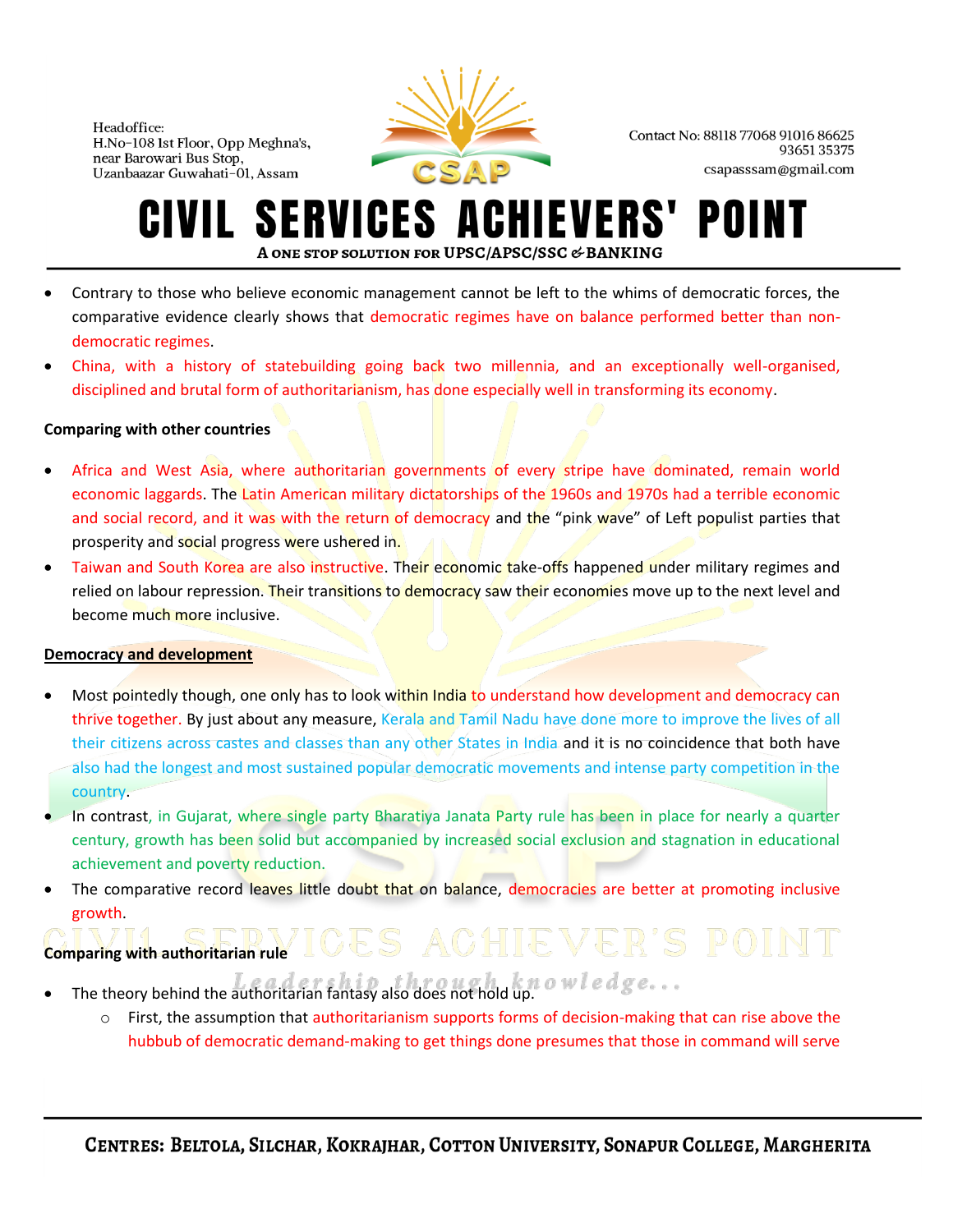- Contrary to those who believe economic management cannot be left to the whims of democratic forces, the comparative evidence clearly shows that democratic regimes have on balance performed better than non-democratic regimes.
- China, with a history of statebuilding going back two millennia, and an exceptionally well-organised, disciplined and brutal form of authoritarianism, has done especially well in transforming its economy.

**Comparing with other countries**

- Africa and West Asia, where authoritarian governments of every stripe have dominated, remain world economic laggards. The Latin American military dictatorships of the 1960s and 1970s had a terrible economic and social record, and it was with the return of democracy and the "pink wave" of Left populist parties that prosperity and social progress were ushered in.
- Taiwan and South Korea are also instructive. Their economic take-offs happened under military regimes and relied on labour repression. Their transitions to democracy saw their economies move up to the next level and become much more inclusive.

**Democracy and development**

- Most pointedly though, one only has to look within India to understand how development and democracy can thrive together. By just about any measure, Kerala and Tamil Nadu have done more to improve the lives of all their citizens across castes and classes than any other States in India and it is no coincidence that both have also had the longest and most sustained popular democratic movements and intense party competition in the country.
- In contrast, in Gujarat, where single party Bharatiya Janata Party rule has been in place for nearly a quarter century, growth has been solid but accompanied by increased social exclusion and stagnation in educational achievement and poverty reduction.
- The comparative record leaves little doubt that on balance, democracies are better at promoting inclusive growth.

**Comparing with authoritarian rule**

- The theory behind the authoritarian fantasy also does not hold up.
  - First, the assumption that authoritarianism supports forms of decision-making that can rise above the hubbub of democratic demand-making to get things done presumes that those in command will serve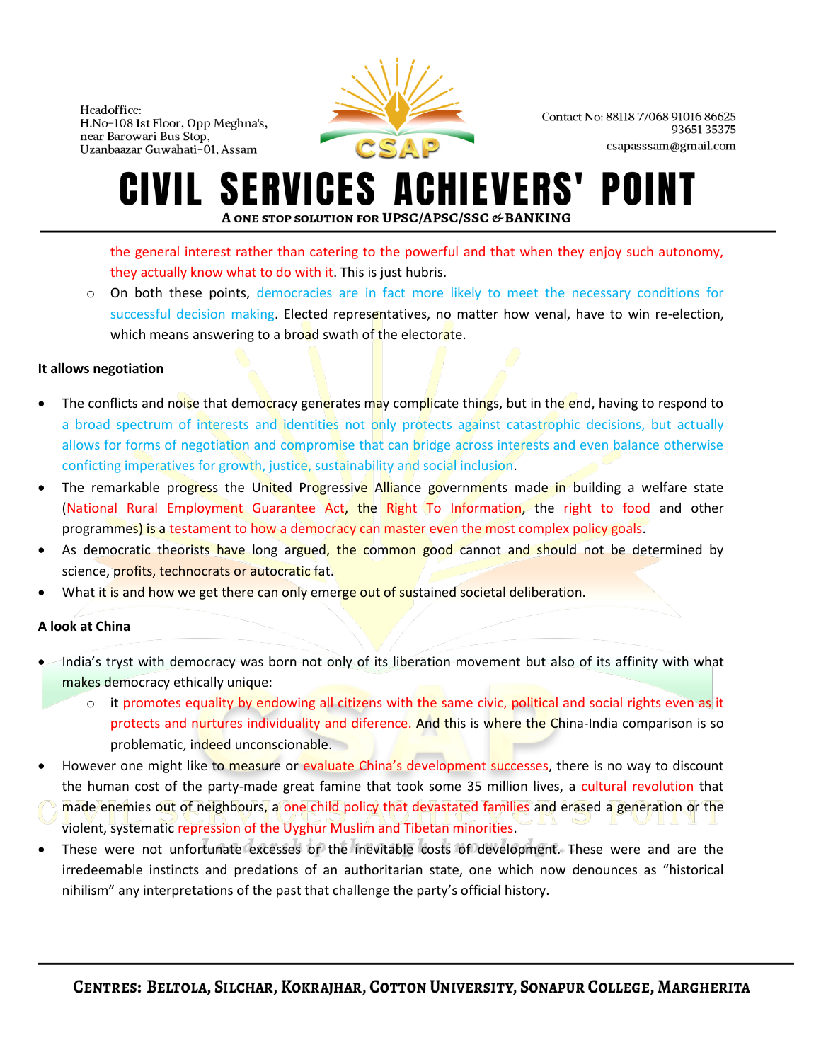the general interest rather than catering to the powerful and that when they enjoy such autonomy, they actually know what to do with it. This is just hubris.

  - On both these points, democracies are in fact more likely to meet the necessary conditions for successful decision making. Elected representatives, no matter how venal, have to win re-election, which means answering to a broad swath of the electorate.

**It allows negotiation**

- The conflicts and noise that democracy generates may complicate things, but in the end, having to respond to a broad spectrum of interests and identities not only protects against catastrophic decisions, but actually allows for forms of negotiation and compromise that can bridge across interests and even balance otherwise conficting imperatives for growth, justice, sustainability and social inclusion.
- The remarkable progress the United Progressive Alliance governments made in building a welfare state (National Rural Employment Guarantee Act, the Right To Information, the right to food and other programmes) is a testament to how a democracy can master even the most complex policy goals.
- As democratic theorists have long argued, the common good cannot and should not be determined by science, profits, technocrats or autocratic fat.
- What it is and how we get there can only emerge out of sustained societal deliberation.

**A look at China**

- India's tryst with democracy was born not only of its liberation movement but also of its affinity with what makes democracy ethically unique:
  - it promotes equality by endowing all citizens with the same civic, political and social rights even as it protects and nurtures individuality and diference. And this is where the China-India comparison is so problematic, indeed unconscionable.
- However one might like to measure or evaluate China's development successes, there is no way to discount the human cost of the party-made great famine that took some 35 million lives, a cultural revolution that made enemies out of neighbours, a one child policy that devastated families and erased a generation or the violent, systematic repression of the Uyghur Muslim and Tibetan minorities.
- These were not unfortunate excesses or the inevitable costs of development. These were and are the irredeemable instincts and predations of an authoritarian state, one which now denounces as "historical nihilism" any interpretations of the past that challenge the party's official history.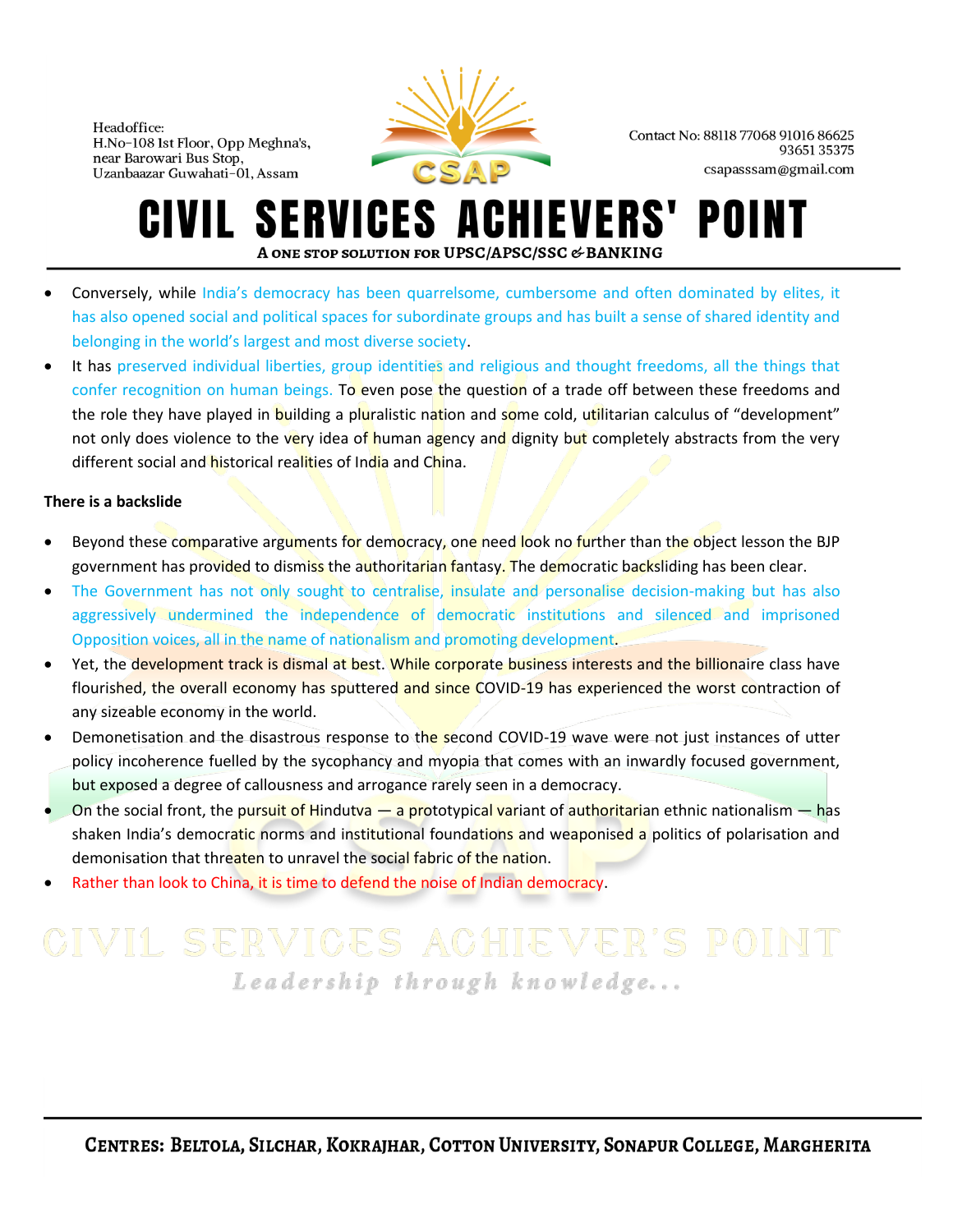- Conversely, while India's democracy has been quarrelsome, cumbersome and often dominated by elites, it has also opened social and political spaces for subordinate groups and has built a sense of shared identity and belonging in the world's largest and most diverse society.
- It has preserved individual liberties, group identities and religious and thought freedoms, all the things that confer recognition on human beings. To even pose the question of a trade off between these freedoms and the role they have played in building a pluralistic nation and some cold, utilitarian calculus of "development" not only does violence to the very idea of human agency and dignity but completely abstracts from the very different social and historical realities of India and China.

**There is a backslide**

- Beyond these comparative arguments for democracy, one need look no further than the object lesson the BJP government has provided to dismiss the authoritarian fantasy. The democratic backsliding has been clear.
- The Government has not only sought to centralise, insulate and personalise decision-making but has also aggressively undermined the independence of democratic institutions and silenced and imprisoned Opposition voices, all in the name of nationalism and promoting development.
- Yet, the development track is dismal at best. While corporate business interests and the billionaire class have flourished, the overall economy has sputtered and since COVID-19 has experienced the worst contraction of any sizeable economy in the world.
- Demonetisation and the disastrous response to the second COVID-19 wave were not just instances of utter policy incoherence fuelled by the sycophancy and myopia that comes with an inwardly focused government, but exposed a degree of callousness and arrogance rarely seen in a democracy.
- On the social front, the pursuit of Hindutva — a prototypical variant of authoritarian ethnic nationalism — has shaken India's democratic norms and institutional foundations and weaponised a politics of polarisation and demonisation that threaten to unravel the social fabric of the nation.
- Rather than look to China, it is time to defend the noise of Indian democracy.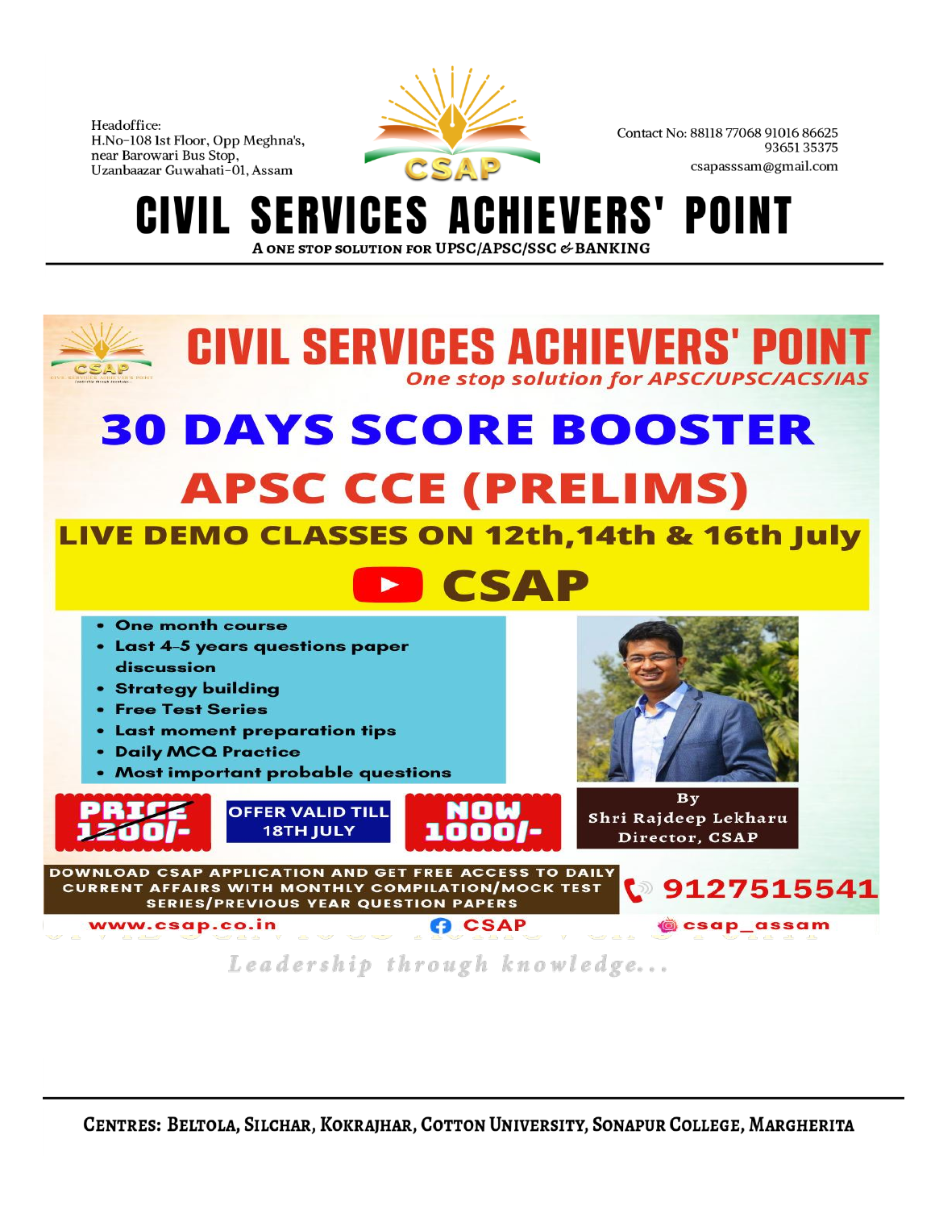Headoffice:
H.No-108 1st Floor, Opp Meghna's,
near Barowari Bus Stop,
Uzanbaazar Guwahati-01, Assam

Contact No: 88118 77068 91016 86625
93651 35375
csapasssam@gmail.com

# CIVIL SERVICES ACHIEVERS' POINT

A ONE STOP SOLUTION FOR UPSC/APSC/SSC & BANKING

# CIVIL SERVICES ACHIEVERS' POINT

*One stop solution for APSC/UPSC/ACS/IAS*

## 30 DAYS SCORE BOOSTER

## APSC CCE (PRELIMS)

### LIVE DEMO CLASSES ON 12th,14th & 16th July

CSAP

- One month course
- Last 4-5 years questions paper discussion
- Strategy building
- Free Test Series
- Last moment preparation tips
- Daily MCQ Practice
- Most important probable questions

PRICE ~~1200/-~~

OFFER VALID TILL 18TH JULY

NOW 1000/-

By
Shri Rajdeep Lekharu
Director, CSAP

DOWNLOAD CSAP APPLICATION AND GET FREE ACCESS TO DAILY CURRENT AFFAIRS WITH MONTHLY COMPILATION/MOCK TEST SERIES/PREVIOUS YEAR QUESTION PAPERS

9127515541

www.csap.co.in CSAP csap_assam

*Leadership through knowledge...*

CENTRES: BELTOLA, SILCHAR, KOKRAJHAR, COTTON UNIVERSITY, SONAPUR COLLEGE, MARGHERITA